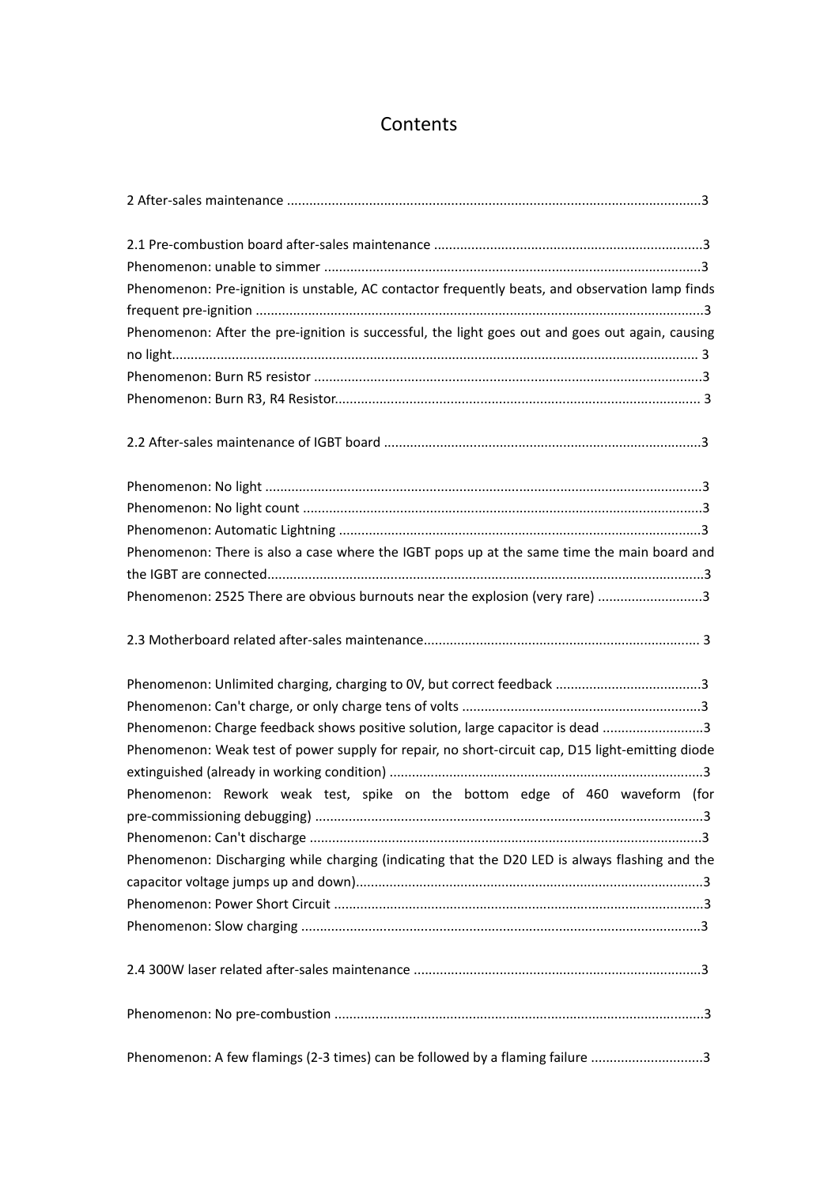# Contents

2 After-sales maintenance .............................................................................................................3

2.1 Pre-combustion board after-sales maintenance .......................................................................3

Phenomenon: unable to simmer ....................................................................................................3

Phenomenon: Pre-ignition is unstable, AC contactor frequently beats, and observation lamp finds frequent pre-ignition .......................................................................................................................3

Phenomenon: After the pre-ignition is successful, the light goes out and goes out again, causing no light........................................................................................................................................... 3

Phenomenon: Burn R5 resistor .......................................................................................................3

Phenomenon: Burn R3, R4 Resistor................................................................................................. 3

2.2 After-sales maintenance of IGBT board ....................................................................................3

Phenomenon: No light ....................................................................................................................3

Phenomenon: No light count ..........................................................................................................3

Phenomenon: Automatic Lightning .................................................................................................3

Phenomenon: There is also a case where the IGBT pops up at the same time the main board and the IGBT are connected...................................................................................................................3

Phenomenon: 2525 There are obvious burnouts near the explosion (very rare) ...........................3

2.3 Motherboard related after-sales maintenance......................................................................... 3

Phenomenon: Unlimited charging, charging to 0V, but correct feedback .......................................3

Phenomenon: Can't charge, or only charge tens of volts ...............................................................3

Phenomenon: Charge feedback shows positive solution, large capacitor is dead ..........................3

Phenomenon: Weak test of power supply for repair, no short-circuit cap, D15 light-emitting diode extinguished (already in working condition) ...................................................................................3

Phenomenon: Rework weak test, spike on the bottom edge of 460 waveform (for pre-commissioning debugging) .......................................................................................................3

Phenomenon: Can't discharge ........................................................................................................3

Phenomenon: Discharging while charging (indicating that the D20 LED is always flashing and the capacitor voltage jumps up and down)............................................................................................3

Phenomenon: Power Short Circuit ..................................................................................................3

Phenomenon: Slow charging ..........................................................................................................3

2.4 300W laser related after-sales maintenance ............................................................................3

Phenomenon: No pre-combustion ..................................................................................................3

Phenomenon: A few flamings (2-3 times) can be followed by a flaming failure .............................3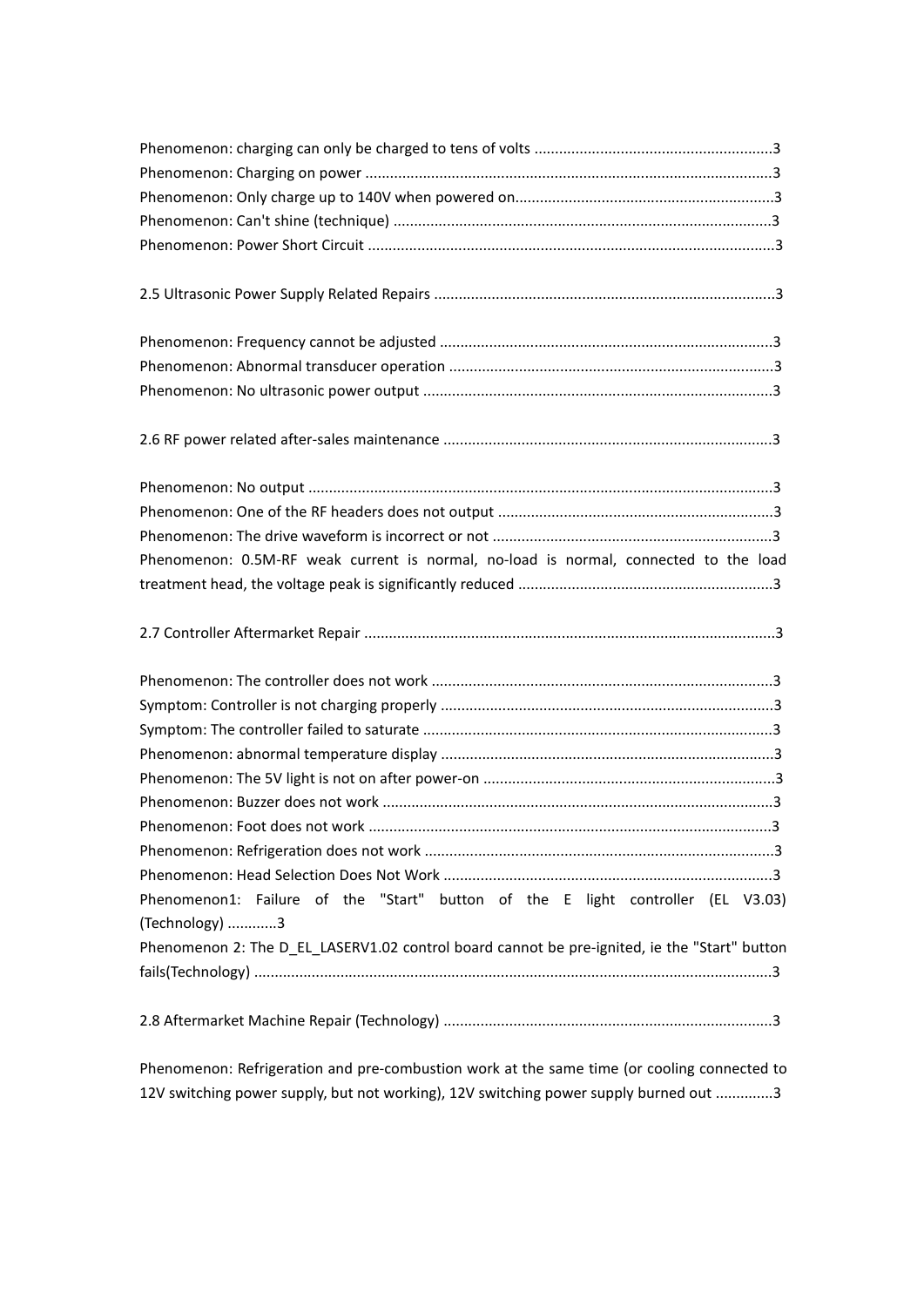Phenomenon: charging can only be charged to tens of volts ..........................................................3
Phenomenon: Charging on power ..................................................................................................3
Phenomenon: Only charge up to 140V when powered on..............................................................3
Phenomenon: Can't shine (technique) ...........................................................................................3
Phenomenon: Power Short Circuit ..................................................................................................3

2.5 Ultrasonic Power Supply Related Repairs ..................................................................................3

Phenomenon: Frequency cannot be adjusted ................................................................................3
Phenomenon: Abnormal transducer operation ..............................................................................3
Phenomenon: No ultrasonic power output ....................................................................................3

2.6 RF power related after-sales maintenance ...............................................................................3

Phenomenon: No output ................................................................................................................3
Phenomenon: One of the RF headers does not output ..................................................................3
Phenomenon: The drive waveform is incorrect or not ...................................................................3
Phenomenon: 0.5M-RF weak current is normal, no-load is normal, connected to the load treatment head, the voltage peak is significantly reduced .............................................................3

2.7 Controller Aftermarket Repair ...................................................................................................3

Phenomenon: The controller does not work ..................................................................................3
Symptom: Controller is not charging properly ................................................................................3
Symptom: The controller failed to saturate ....................................................................................3
Phenomenon: abnormal temperature display ................................................................................3
Phenomenon: The 5V light is not on after power-on ......................................................................3
Phenomenon: Buzzer does not work ..............................................................................................3
Phenomenon: Foot does not work .................................................................................................3
Phenomenon: Refrigeration does not work ....................................................................................3
Phenomenon: Head Selection Does Not Work ...............................................................................3
Phenomenon1: Failure of the "Start" button of the E light controller (EL V3.03) (Technology) ............3
Phenomenon 2: The D_EL_LASERV1.02 control board cannot be pre-ignited, ie the "Start" button fails(Technology) ............................................................................................................................3

2.8 Aftermarket Machine Repair (Technology) ...............................................................................3

Phenomenon: Refrigeration and pre-combustion work at the same time (or cooling connected to 12V switching power supply, but not working), 12V switching power supply burned out .............3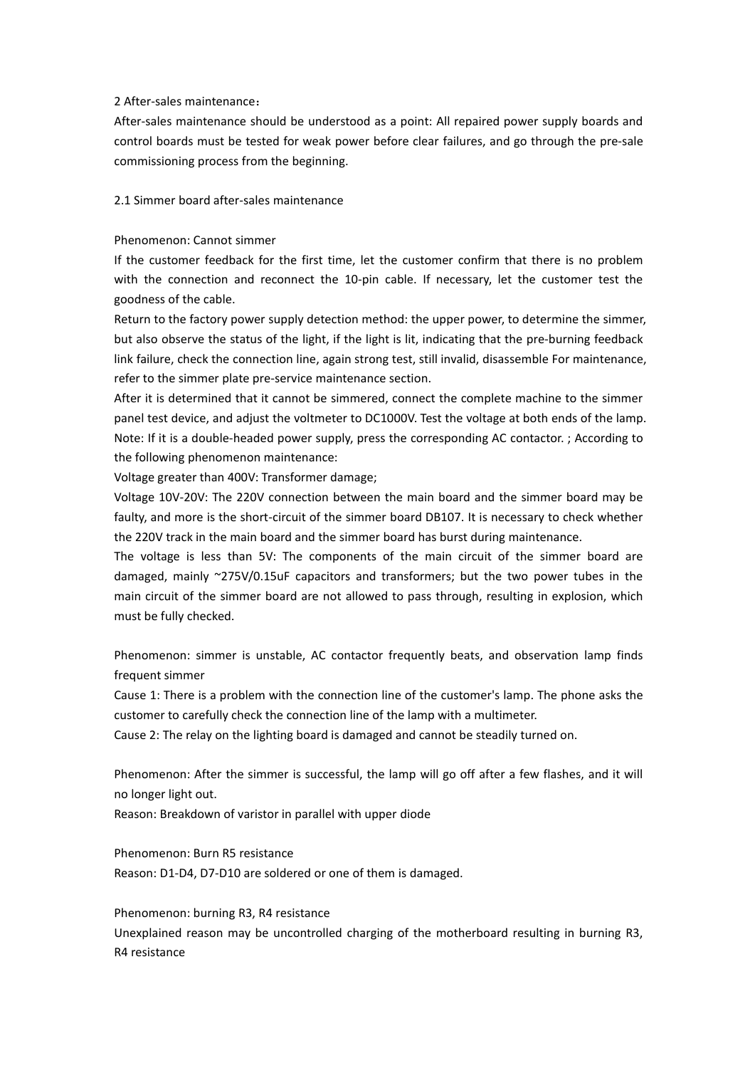## 2 After-sales maintenance：

After-sales maintenance should be understood as a point: All repaired power supply boards and control boards must be tested for weak power before clear failures, and go through the pre-sale commissioning process from the beginning.

### 2.1 Simmer board after-sales maintenance

Phenomenon: Cannot simmer

If the customer feedback for the first time, let the customer confirm that there is no problem with the connection and reconnect the 10-pin cable. If necessary, let the customer test the goodness of the cable.

Return to the factory power supply detection method: the upper power, to determine the simmer, but also observe the status of the light, if the light is lit, indicating that the pre-burning feedback link failure, check the connection line, again strong test, still invalid, disassemble For maintenance, refer to the simmer plate pre-service maintenance section.

After it is determined that it cannot be simmered, connect the complete machine to the simmer panel test device, and adjust the voltmeter to DC1000V. Test the voltage at both ends of the lamp. Note: If it is a double-headed power supply, press the corresponding AC contactor. ; According to the following phenomenon maintenance:

Voltage greater than 400V: Transformer damage;

Voltage 10V-20V: The 220V connection between the main board and the simmer board may be faulty, and more is the short-circuit of the simmer board DB107. It is necessary to check whether the 220V track in the main board and the simmer board has burst during maintenance.

The voltage is less than 5V: The components of the main circuit of the simmer board are damaged, mainly ~275V/0.15uF capacitors and transformers; but the two power tubes in the main circuit of the simmer board are not allowed to pass through, resulting in explosion, which must be fully checked.

Phenomenon: simmer is unstable, AC contactor frequently beats, and observation lamp finds frequent simmer

Cause 1: There is a problem with the connection line of the customer's lamp. The phone asks the customer to carefully check the connection line of the lamp with a multimeter.

Cause 2: The relay on the lighting board is damaged and cannot be steadily turned on.

Phenomenon: After the simmer is successful, the lamp will go off after a few flashes, and it will no longer light out.

Reason: Breakdown of varistor in parallel with upper diode

Phenomenon: Burn R5 resistance

Reason: D1-D4, D7-D10 are soldered or one of them is damaged.

Phenomenon: burning R3, R4 resistance

Unexplained reason may be uncontrolled charging of the motherboard resulting in burning R3, R4 resistance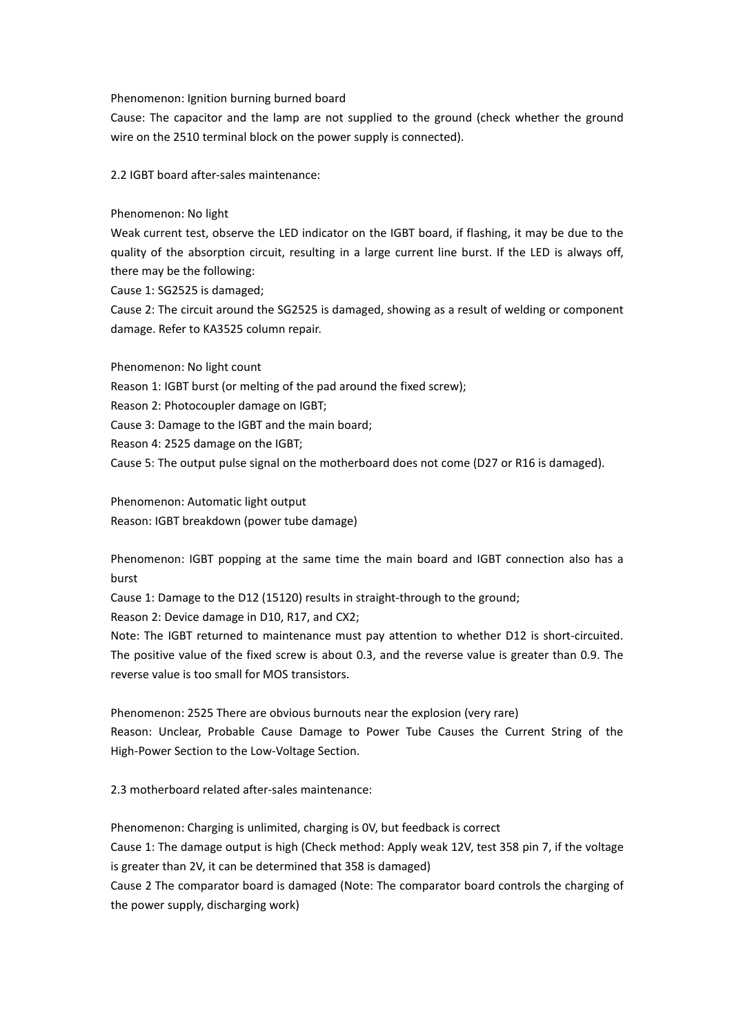Phenomenon: Ignition burning burned board

Cause: The capacitor and the lamp are not supplied to the ground (check whether the ground wire on the 2510 terminal block on the power supply is connected).

2.2 IGBT board after-sales maintenance:

Phenomenon: No light

Weak current test, observe the LED indicator on the IGBT board, if flashing, it may be due to the quality of the absorption circuit, resulting in a large current line burst. If the LED is always off, there may be the following:

Cause 1: SG2525 is damaged;

Cause 2: The circuit around the SG2525 is damaged, showing as a result of welding or component damage. Refer to KA3525 column repair.

Phenomenon: No light count

Reason 1: IGBT burst (or melting of the pad around the fixed screw);

Reason 2: Photocoupler damage on IGBT;

Cause 3: Damage to the IGBT and the main board;

Reason 4: 2525 damage on the IGBT;

Cause 5: The output pulse signal on the motherboard does not come (D27 or R16 is damaged).

Phenomenon: Automatic light output

Reason: IGBT breakdown (power tube damage)

Phenomenon: IGBT popping at the same time the main board and IGBT connection also has a burst

Cause 1: Damage to the D12 (15120) results in straight-through to the ground;

Reason 2: Device damage in D10, R17, and CX2;

Note: The IGBT returned to maintenance must pay attention to whether D12 is short-circuited. The positive value of the fixed screw is about 0.3, and the reverse value is greater than 0.9. The reverse value is too small for MOS transistors.

Phenomenon: 2525 There are obvious burnouts near the explosion (very rare)

Reason: Unclear, Probable Cause Damage to Power Tube Causes the Current String of the High-Power Section to the Low-Voltage Section.

2.3 motherboard related after-sales maintenance:

Phenomenon: Charging is unlimited, charging is 0V, but feedback is correct

Cause 1: The damage output is high (Check method: Apply weak 12V, test 358 pin 7, if the voltage is greater than 2V, it can be determined that 358 is damaged)

Cause 2 The comparator board is damaged (Note: The comparator board controls the charging of the power supply, discharging work)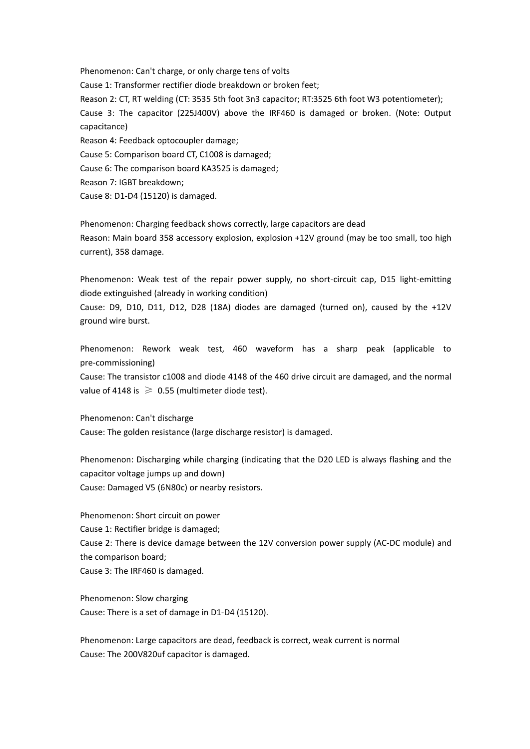Phenomenon: Can't charge, or only charge tens of volts

Cause 1: Transformer rectifier diode breakdown or broken feet;

Reason 2: CT, RT welding (CT: 3535 5th foot 3n3 capacitor; RT:3525 6th foot W3 potentiometer);

Cause 3: The capacitor (225J400V) above the IRF460 is damaged or broken. (Note: Output capacitance)

Reason 4: Feedback optocoupler damage;

Cause 5: Comparison board CT, C1008 is damaged;

Cause 6: The comparison board KA3525 is damaged;

Reason 7: IGBT breakdown;

Cause 8: D1-D4 (15120) is damaged.

Phenomenon: Charging feedback shows correctly, large capacitors are dead

Reason: Main board 358 accessory explosion, explosion +12V ground (may be too small, too high current), 358 damage.

Phenomenon: Weak test of the repair power supply, no short-circuit cap, D15 light-emitting diode extinguished (already in working condition)

Cause: D9, D10, D11, D12, D28 (18A) diodes are damaged (turned on), caused by the +12V ground wire burst.

Phenomenon: Rework weak test, 460 waveform has a sharp peak (applicable to pre-commissioning)

Cause: The transistor c1008 and diode 4148 of the 460 drive circuit are damaged, and the normal value of 4148 is $\geqslant$ 0.55 (multimeter diode test).

Phenomenon: Can't discharge

Cause: The golden resistance (large discharge resistor) is damaged.

Phenomenon: Discharging while charging (indicating that the D20 LED is always flashing and the capacitor voltage jumps up and down)

Cause: Damaged V5 (6N80c) or nearby resistors.

Phenomenon: Short circuit on power

Cause 1: Rectifier bridge is damaged;

Cause 2: There is device damage between the 12V conversion power supply (AC-DC module) and the comparison board;

Cause 3: The IRF460 is damaged.

Phenomenon: Slow charging

Cause: There is a set of damage in D1-D4 (15120).

Phenomenon: Large capacitors are dead, feedback is correct, weak current is normal

Cause: The 200V820uf capacitor is damaged.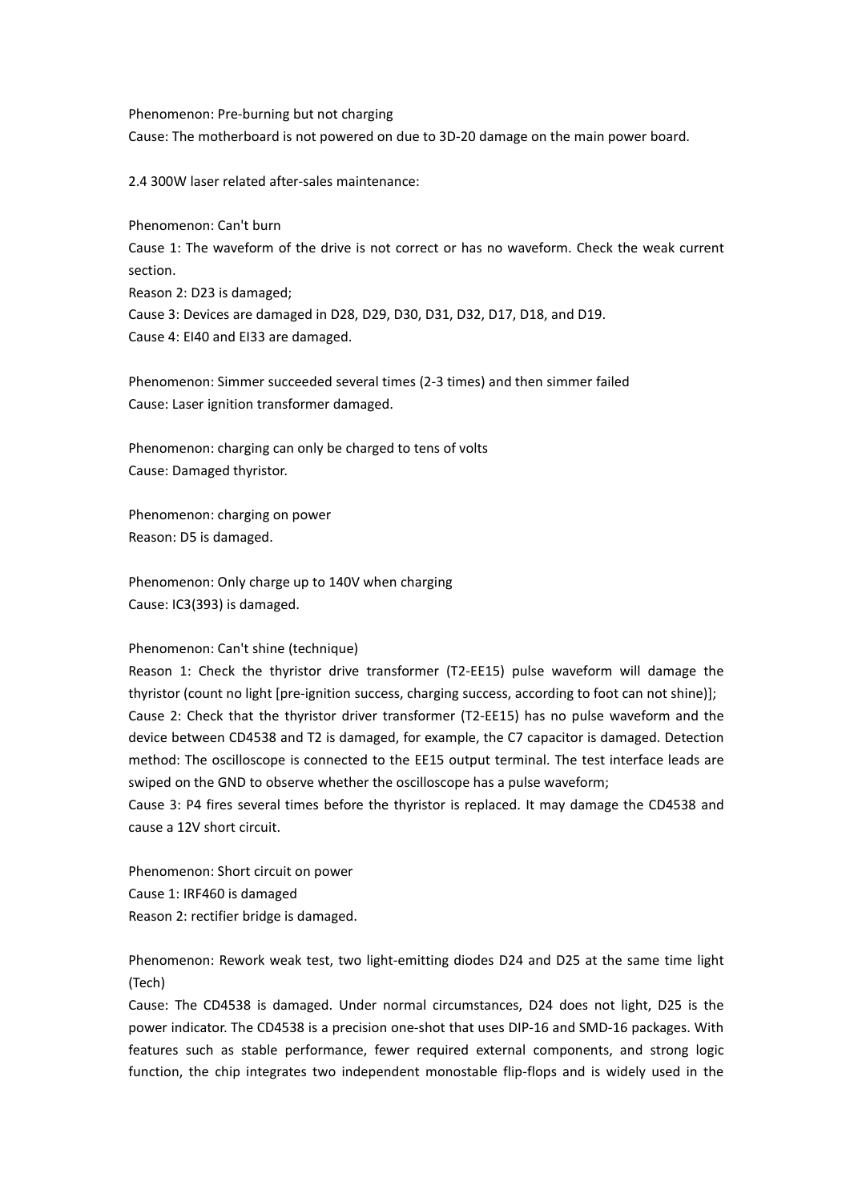Phenomenon: Pre-burning but not charging
Cause: The motherboard is not powered on due to 3D-20 damage on the main power board.

2.4 300W laser related after-sales maintenance:

Phenomenon: Can't burn
Cause 1: The waveform of the drive is not correct or has no waveform. Check the weak current section.
Reason 2: D23 is damaged;
Cause 3: Devices are damaged in D28, D29, D30, D31, D32, D17, D18, and D19.
Cause 4: EI40 and EI33 are damaged.

Phenomenon: Simmer succeeded several times (2-3 times) and then simmer failed
Cause: Laser ignition transformer damaged.

Phenomenon: charging can only be charged to tens of volts
Cause: Damaged thyristor.

Phenomenon: charging on power
Reason: D5 is damaged.

Phenomenon: Only charge up to 140V when charging
Cause: IC3(393) is damaged.

Phenomenon: Can't shine (technique)
Reason 1: Check the thyristor drive transformer (T2-EE15) pulse waveform will damage the thyristor (count no light [pre-ignition success, charging success, according to foot can not shine)];
Cause 2: Check that the thyristor driver transformer (T2-EE15) has no pulse waveform and the device between CD4538 and T2 is damaged, for example, the C7 capacitor is damaged. Detection method: The oscilloscope is connected to the EE15 output terminal. The test interface leads are swiped on the GND to observe whether the oscilloscope has a pulse waveform;
Cause 3: P4 fires several times before the thyristor is replaced. It may damage the CD4538 and cause a 12V short circuit.

Phenomenon: Short circuit on power
Cause 1: IRF460 is damaged
Reason 2: rectifier bridge is damaged.

Phenomenon: Rework weak test, two light-emitting diodes D24 and D25 at the same time light (Tech)
Cause: The CD4538 is damaged. Under normal circumstances, D24 does not light, D25 is the power indicator. The CD4538 is a precision one-shot that uses DIP-16 and SMD-16 packages. With features such as stable performance, fewer required external components, and strong logic function, the chip integrates two independent monostable flip-flops and is widely used in the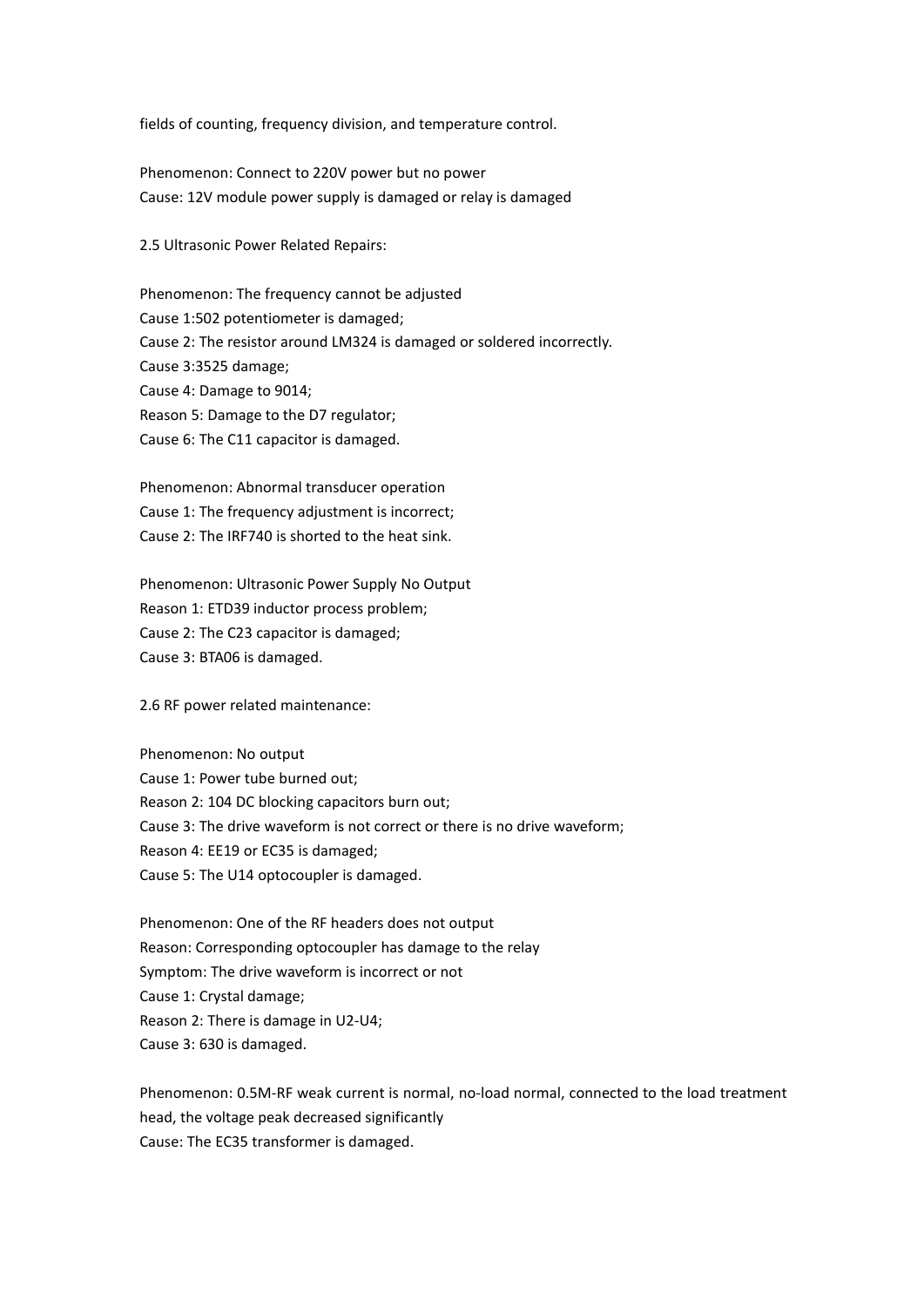fields of counting, frequency division, and temperature control.

Phenomenon: Connect to 220V power but no power
Cause: 12V module power supply is damaged or relay is damaged

2.5 Ultrasonic Power Related Repairs:

Phenomenon: The frequency cannot be adjusted
Cause 1:502 potentiometer is damaged;
Cause 2: The resistor around LM324 is damaged or soldered incorrectly.
Cause 3:3525 damage;
Cause 4: Damage to 9014;
Reason 5: Damage to the D7 regulator;
Cause 6: The C11 capacitor is damaged.

Phenomenon: Abnormal transducer operation
Cause 1: The frequency adjustment is incorrect;
Cause 2: The IRF740 is shorted to the heat sink.

Phenomenon: Ultrasonic Power Supply No Output
Reason 1: ETD39 inductor process problem;
Cause 2: The C23 capacitor is damaged;
Cause 3: BTA06 is damaged.

2.6 RF power related maintenance:

Phenomenon: No output
Cause 1: Power tube burned out;
Reason 2: 104 DC blocking capacitors burn out;
Cause 3: The drive waveform is not correct or there is no drive waveform;
Reason 4: EE19 or EC35 is damaged;
Cause 5: The U14 optocoupler is damaged.

Phenomenon: One of the RF headers does not output
Reason: Corresponding optocoupler has damage to the relay
Symptom: The drive waveform is incorrect or not
Cause 1: Crystal damage;
Reason 2: There is damage in U2-U4;
Cause 3: 630 is damaged.

Phenomenon: 0.5M-RF weak current is normal, no-load normal, connected to the load treatment head, the voltage peak decreased significantly
Cause: The EC35 transformer is damaged.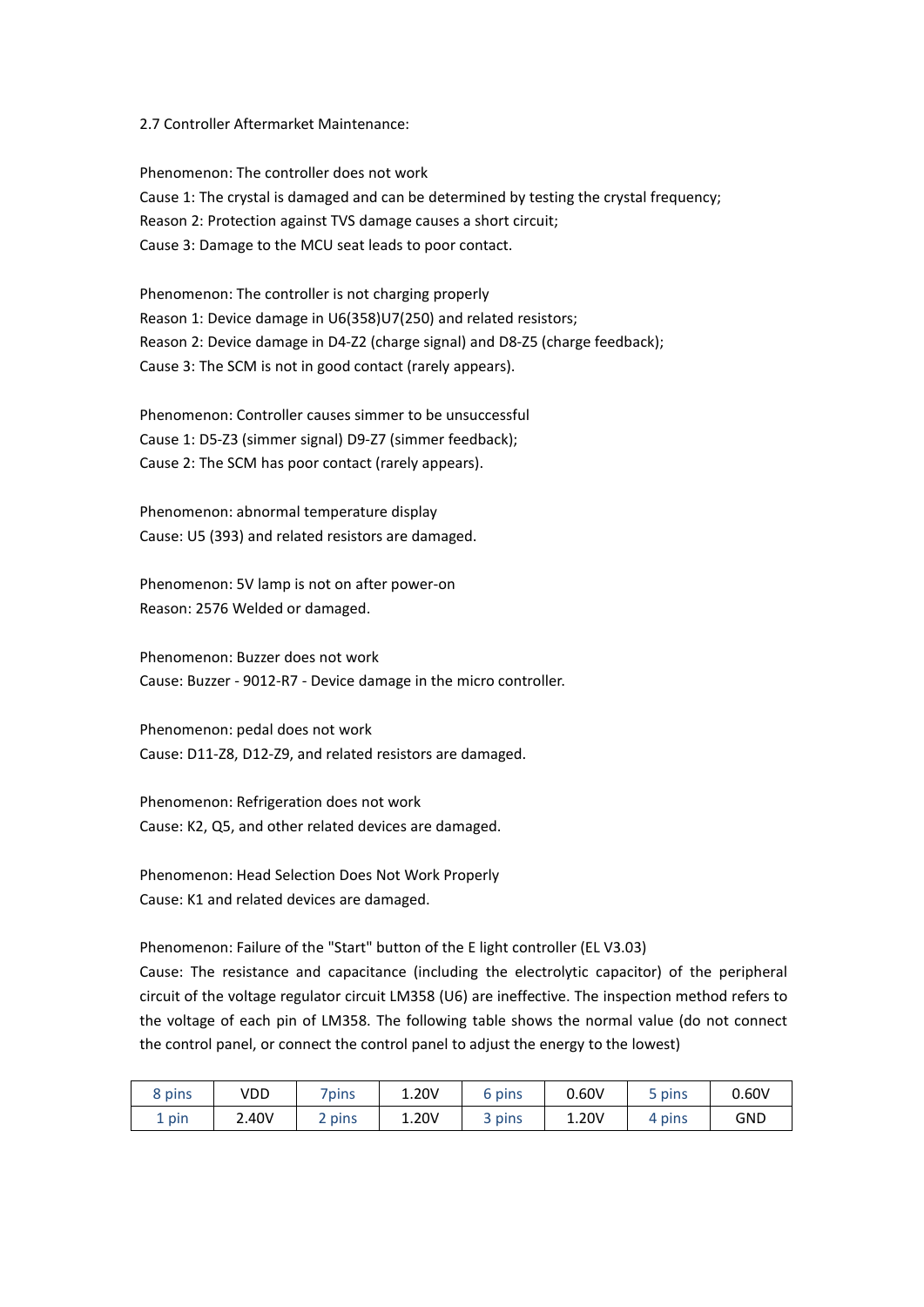2.7 Controller Aftermarket Maintenance:

Phenomenon: The controller does not work
Cause 1: The crystal is damaged and can be determined by testing the crystal frequency;
Reason 2: Protection against TVS damage causes a short circuit;
Cause 3: Damage to the MCU seat leads to poor contact.

Phenomenon: The controller is not charging properly
Reason 1: Device damage in U6(358)U7(250) and related resistors;
Reason 2: Device damage in D4-Z2 (charge signal) and D8-Z5 (charge feedback);
Cause 3: The SCM is not in good contact (rarely appears).

Phenomenon: Controller causes simmer to be unsuccessful
Cause 1: D5-Z3 (simmer signal) D9-Z7 (simmer feedback);
Cause 2: The SCM has poor contact (rarely appears).

Phenomenon: abnormal temperature display
Cause: U5 (393) and related resistors are damaged.

Phenomenon: 5V lamp is not on after power-on
Reason: 2576 Welded or damaged.

Phenomenon: Buzzer does not work
Cause: Buzzer - 9012-R7 - Device damage in the micro controller.

Phenomenon: pedal does not work
Cause: D11-Z8, D12-Z9, and related resistors are damaged.

Phenomenon: Refrigeration does not work
Cause: K2, Q5, and other related devices are damaged.

Phenomenon: Head Selection Does Not Work Properly
Cause: K1 and related devices are damaged.

Phenomenon: Failure of the "Start" button of the E light controller (EL V3.03)
Cause: The resistance and capacitance (including the electrolytic capacitor) of the peripheral circuit of the voltage regulator circuit LM358 (U6) are ineffective. The inspection method refers to the voltage of each pin of LM358. The following table shows the normal value (do not connect the control panel, or connect the control panel to adjust the energy to the lowest)

| 8 pins | VDD | 7pins | 1.20V | 6 pins | 0.60V | 5 pins | 0.60V |
|---|---|---|---|---|---|---|---|
| 1 pin | 2.40V | 2 pins | 1.20V | 3 pins | 1.20V | 4 pins | GND |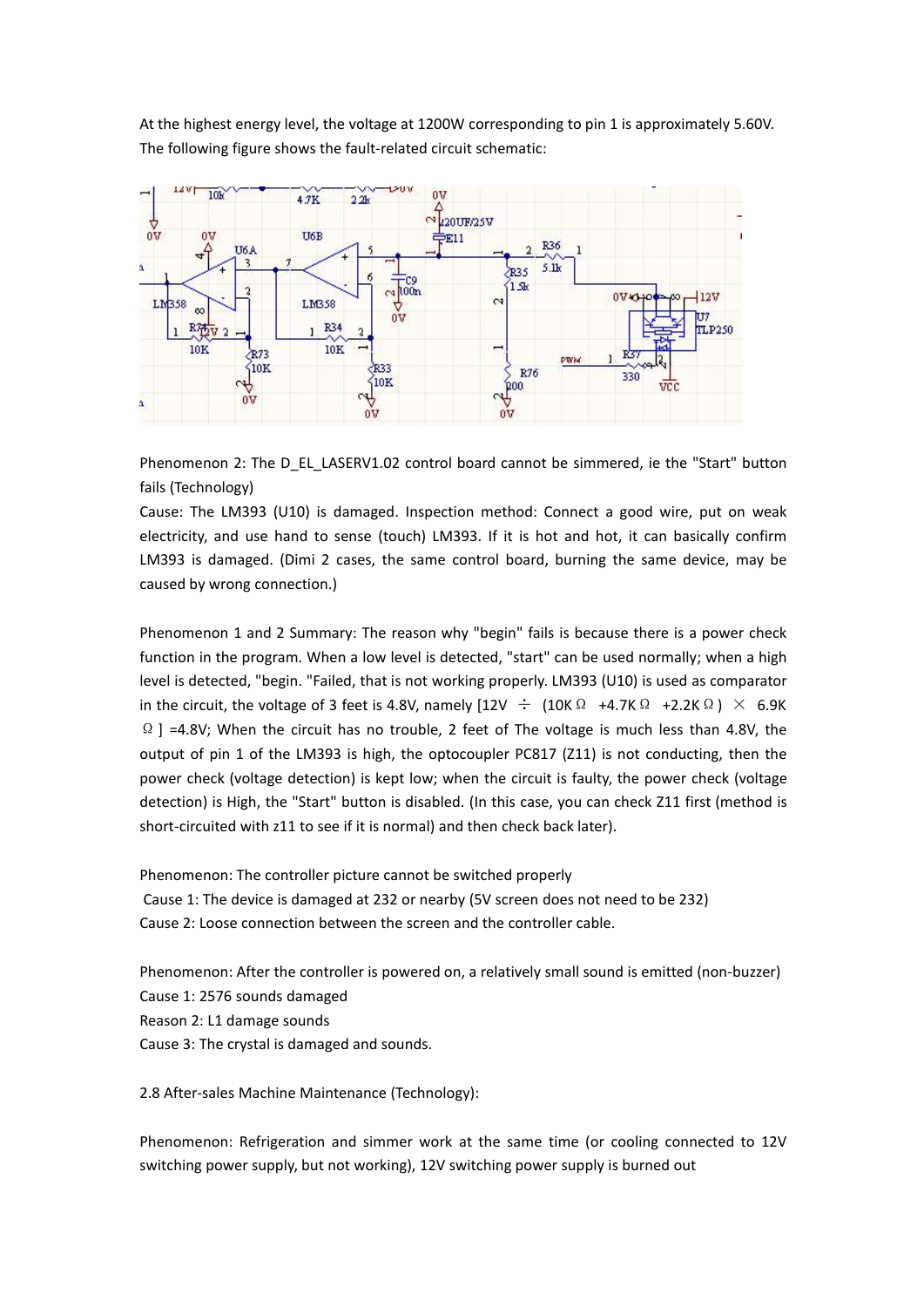At the highest energy level, the voltage at 1200W corresponding to pin 1 is approximately 5.60V. The following figure shows the fault-related circuit schematic:

Phenomenon 2: The D_EL_LASERV1.02 control board cannot be simmered, ie the "Start" button fails (Technology)

Cause: The LM393 (U10) is damaged. Inspection method: Connect a good wire, put on weak electricity, and use hand to sense (touch) LM393. If it is hot and hot, it can basically confirm LM393 is damaged. (Dimi 2 cases, the same control board, burning the same device, may be caused by wrong connection.)

Phenomenon 1 and 2 Summary: The reason why "begin" fails is because there is a power check function in the program. When a low level is detected, "start" can be used normally; when a high level is detected, "begin. "Failed, that is not working properly. LM393 (U10) is used as comparator in the circuit, the voltage of 3 feet is 4.8V, namely [12V ÷ (10KΩ +4.7KΩ +2.2KΩ) × 6.9KΩ] =4.8V; When the circuit has no trouble, 2 feet of The voltage is much less than 4.8V, the output of pin 1 of the LM393 is high, the optocoupler PC817 (Z11) is not conducting, then the power check (voltage detection) is kept low; when the circuit is faulty, the power check (voltage detection) is High, the "Start" button is disabled. (In this case, you can check Z11 first (method is short-circuited with z11 to see if it is normal) and then check back later).

Phenomenon: The controller picture cannot be switched properly

Cause 1: The device is damaged at 232 or nearby (5V screen does not need to be 232)

Cause 2: Loose connection between the screen and the controller cable.

Phenomenon: After the controller is powered on, a relatively small sound is emitted (non-buzzer)

Cause 1: 2576 sounds damaged

Reason 2: L1 damage sounds

Cause 3: The crystal is damaged and sounds.

2.8 After-sales Machine Maintenance (Technology):

Phenomenon: Refrigeration and simmer work at the same time (or cooling connected to 12V switching power supply, but not working), 12V switching power supply is burned out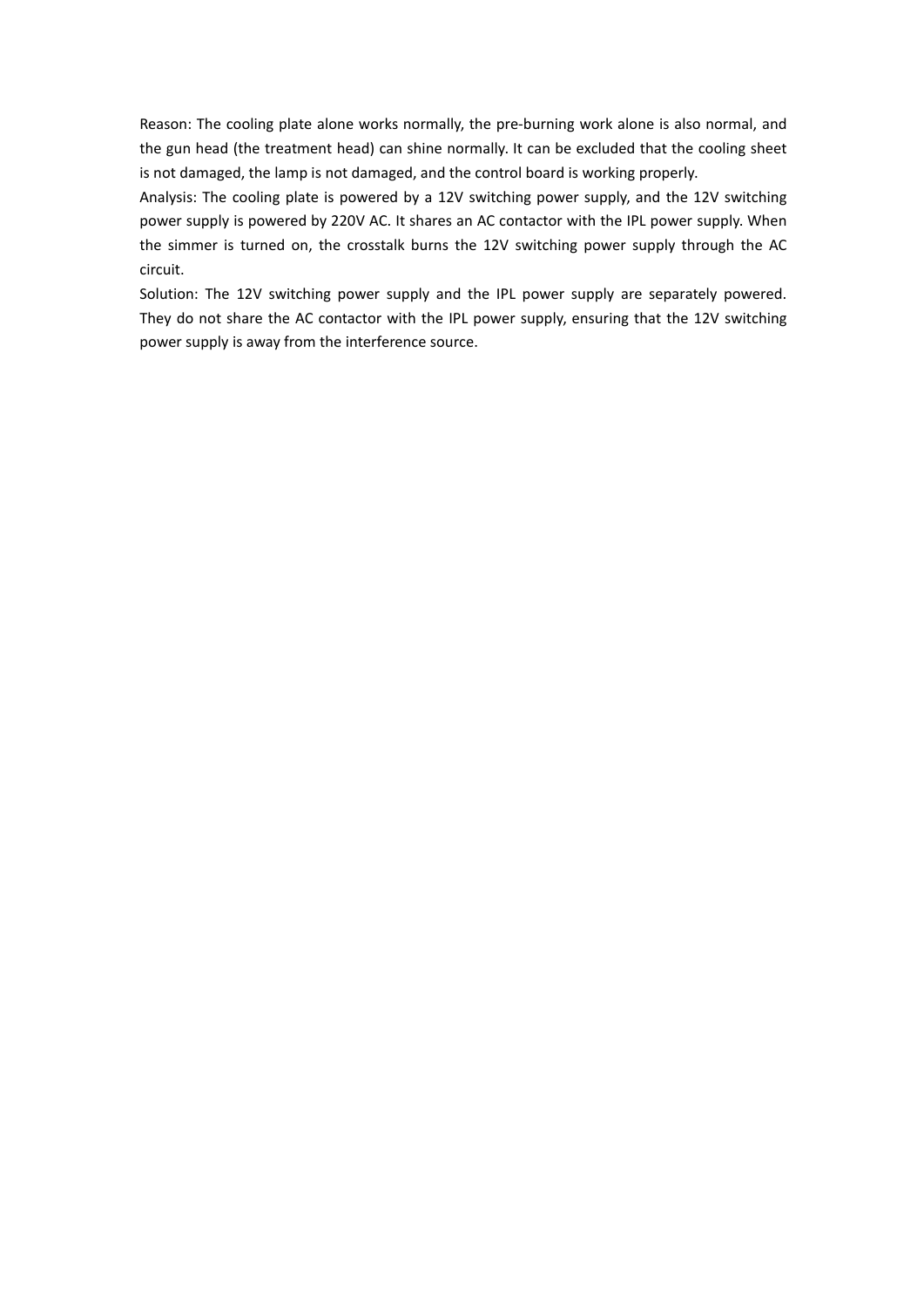Reason: The cooling plate alone works normally, the pre-burning work alone is also normal, and the gun head (the treatment head) can shine normally. It can be excluded that the cooling sheet is not damaged, the lamp is not damaged, and the control board is working properly.

Analysis: The cooling plate is powered by a 12V switching power supply, and the 12V switching power supply is powered by 220V AC. It shares an AC contactor with the IPL power supply. When the simmer is turned on, the crosstalk burns the 12V switching power supply through the AC circuit.

Solution: The 12V switching power supply and the IPL power supply are separately powered. They do not share the AC contactor with the IPL power supply, ensuring that the 12V switching power supply is away from the interference source.